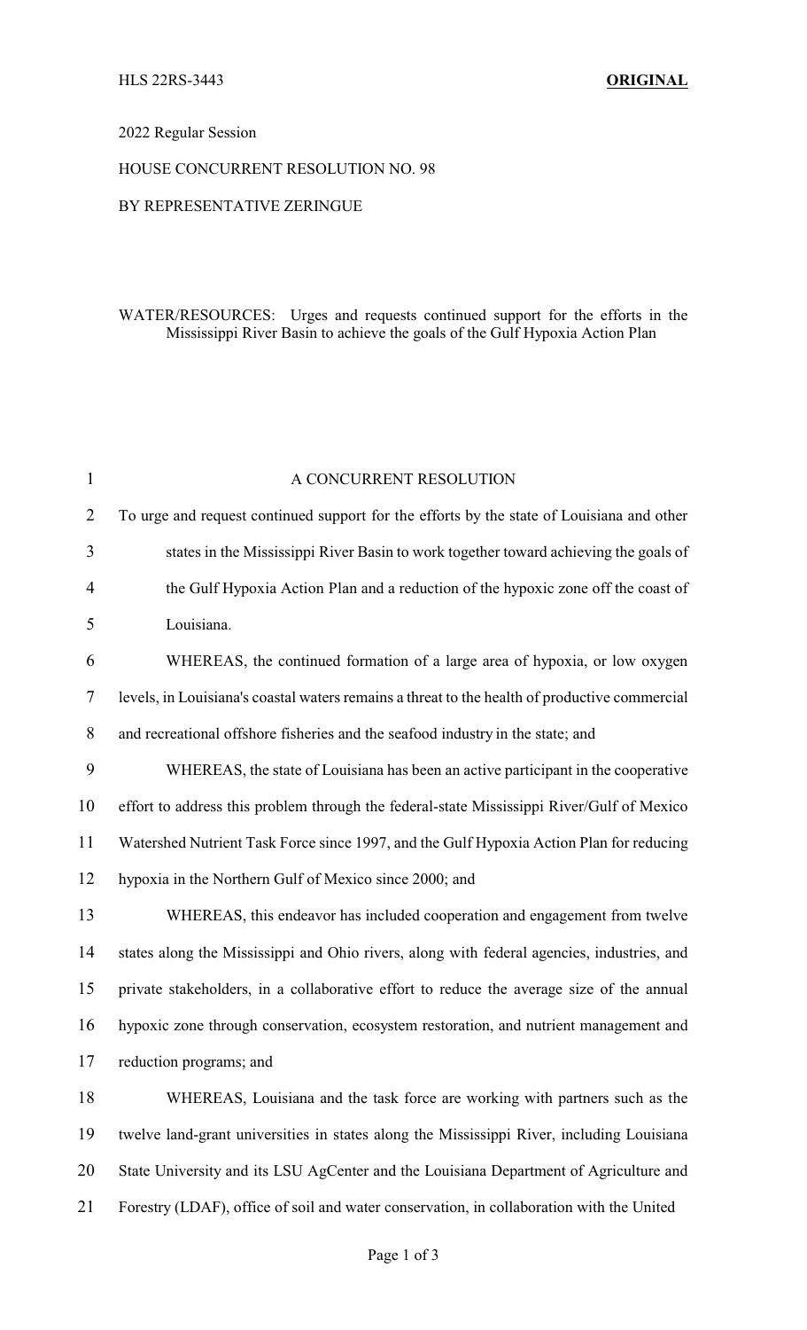HLS 22RS-3443 **ORIGINAL**

2022 Regular Session

HOUSE CONCURRENT RESOLUTION NO. 98

BY REPRESENTATIVE ZERINGUE

WATER/RESOURCES: Urges and requests continued support for the efforts in the Mississippi River Basin to achieve the goals of the Gulf Hypoxia Action Plan

A CONCURRENT RESOLUTION

To urge and request continued support for the efforts by the state of Louisiana and other states in the Mississippi River Basin to work together toward achieving the goals of the Gulf Hypoxia Action Plan and a reduction of the hypoxic zone off the coast of Louisiana.

WHEREAS, the continued formation of a large area of hypoxia, or low oxygen levels, in Louisiana's coastal waters remains a threat to the health of productive commercial and recreational offshore fisheries and the seafood industry in the state; and

WHEREAS, the state of Louisiana has been an active participant in the cooperative effort to address this problem through the federal-state Mississippi River/Gulf of Mexico Watershed Nutrient Task Force since 1997, and the Gulf Hypoxia Action Plan for reducing hypoxia in the Northern Gulf of Mexico since 2000; and

WHEREAS, this endeavor has included cooperation and engagement from twelve states along the Mississippi and Ohio rivers, along with federal agencies, industries, and private stakeholders, in a collaborative effort to reduce the average size of the annual hypoxic zone through conservation, ecosystem restoration, and nutrient management and reduction programs; and

WHEREAS, Louisiana and the task force are working with partners such as the twelve land-grant universities in states along the Mississippi River, including Louisiana State University and its LSU AgCenter and the Louisiana Department of Agriculture and Forestry (LDAF), office of soil and water conservation, in collaboration with the United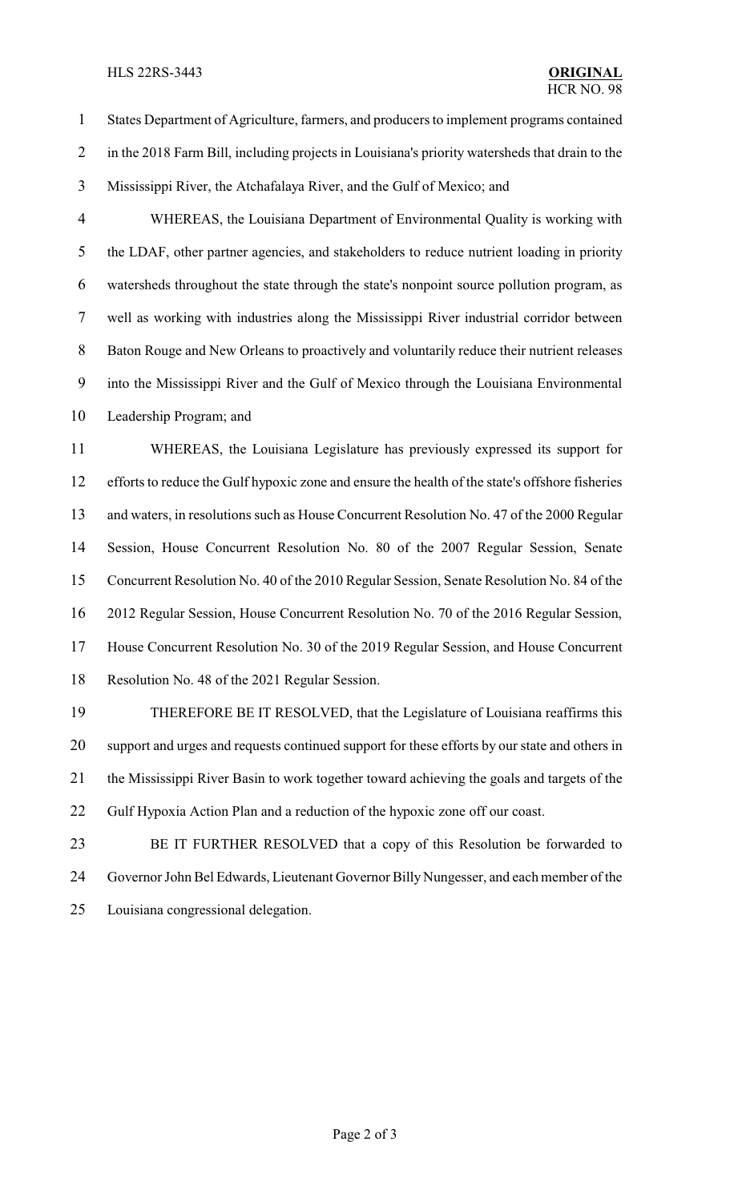States Department of Agriculture, farmers, and producers to implement programs contained in the 2018 Farm Bill, including projects in Louisiana's priority watersheds that drain to the Mississippi River, the Atchafalaya River, and the Gulf of Mexico; and

WHEREAS, the Louisiana Department of Environmental Quality is working with the LDAF, other partner agencies, and stakeholders to reduce nutrient loading in priority watersheds throughout the state through the state's nonpoint source pollution program, as well as working with industries along the Mississippi River industrial corridor between Baton Rouge and New Orleans to proactively and voluntarily reduce their nutrient releases into the Mississippi River and the Gulf of Mexico through the Louisiana Environmental Leadership Program; and

WHEREAS, the Louisiana Legislature has previously expressed its support for efforts to reduce the Gulf hypoxic zone and ensure the health of the state's offshore fisheries and waters, in resolutions such as House Concurrent Resolution No. 47 of the 2000 Regular Session, House Concurrent Resolution No. 80 of the 2007 Regular Session, Senate Concurrent Resolution No. 40 of the 2010 Regular Session, Senate Resolution No. 84 of the 2012 Regular Session, House Concurrent Resolution No. 70 of the 2016 Regular Session, House Concurrent Resolution No. 30 of the 2019 Regular Session, and House Concurrent Resolution No. 48 of the 2021 Regular Session.

THEREFORE BE IT RESOLVED, that the Legislature of Louisiana reaffirms this support and urges and requests continued support for these efforts by our state and others in the Mississippi River Basin to work together toward achieving the goals and targets of the Gulf Hypoxia Action Plan and a reduction of the hypoxic zone off our coast.

BE IT FURTHER RESOLVED that a copy of this Resolution be forwarded to Governor John Bel Edwards, Lieutenant Governor Billy Nungesser, and each member of the Louisiana congressional delegation.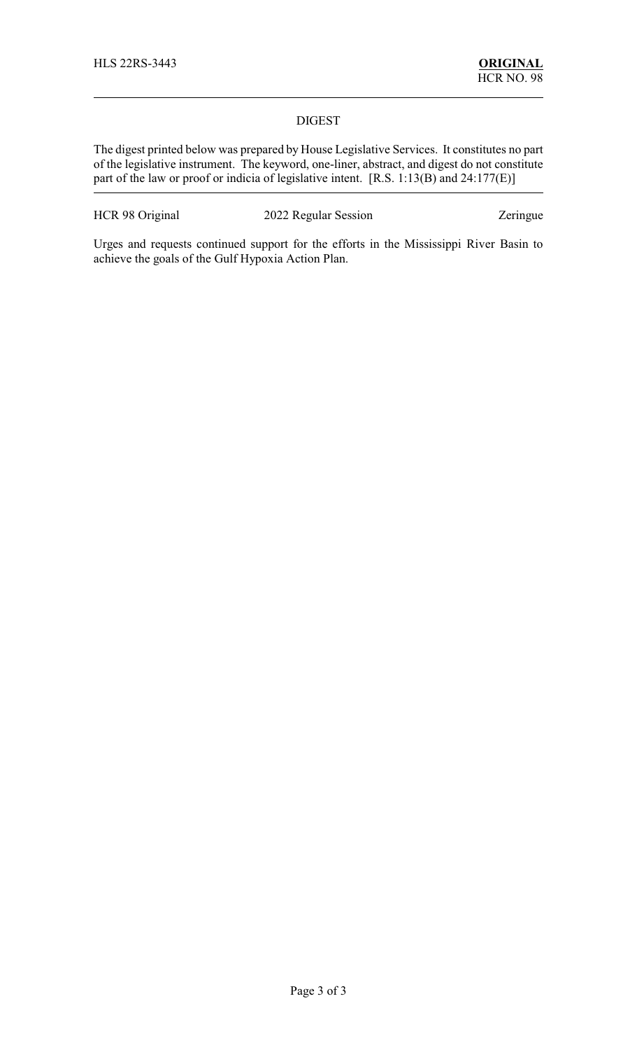HLS 22RS-3443 **ORIGINAL**
HCR NO. 98

## DIGEST

The digest printed below was prepared by House Legislative Services. It constitutes no part of the legislative instrument. The keyword, one-liner, abstract, and digest do not constitute part of the law or proof or indicia of legislative intent. [R.S. 1:13(B) and 24:177(E)]

HCR 98 Original 2022 Regular Session Zeringue

Urges and requests continued support for the efforts in the Mississippi River Basin to achieve the goals of the Gulf Hypoxia Action Plan.